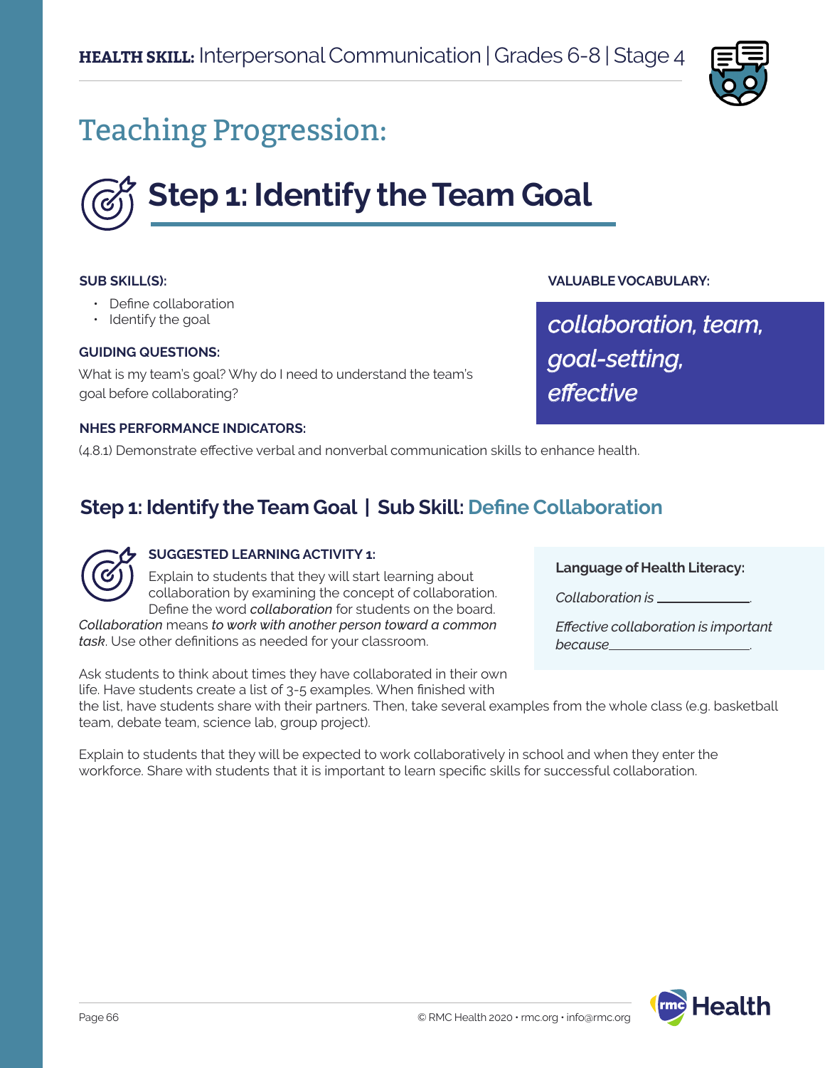**HEALTH SKILL:** Interpersonal Communication | Grades 6-8 | Stage 4

# Teaching Progression:

## Step 1: Identify the Team Goal

**SUB SKILL(S):**

- Define collaboration
- Identify the goal

**GUIDING QUESTIONS:**

What is my team's goal? Why do I need to understand the team's goal before collaborating?

**VALUABLE VOCABULARY:**

*collaboration, team, goal-setting, effective*

**NHES PERFORMANCE INDICATORS:**

(4.8.1) Demonstrate effective verbal and nonverbal communication skills to enhance health.

### Step 1: Identify the Team Goal | Sub Skill: Define Collaboration

**SUGGESTED LEARNING ACTIVITY 1:**

Explain to students that they will start learning about collaboration by examining the concept of collaboration. Define the word *collaboration* for students on the board. *Collaboration* means *to work with another person toward a common task*. Use other definitions as needed for your classroom.

Ask students to think about times they have collaborated in their own life. Have students create a list of 3-5 examples. When finished with the list, have students share with their partners. Then, take several examples from the whole class (e.g. basketball team, debate team, science lab, group project).

Explain to students that they will be expected to work collaboratively in school and when they enter the workforce. Share with students that it is important to learn specific skills for successful collaboration.

**Language of Health Literacy:**

*Collaboration is* ____________.

*Effective collaboration is important because* ____________________.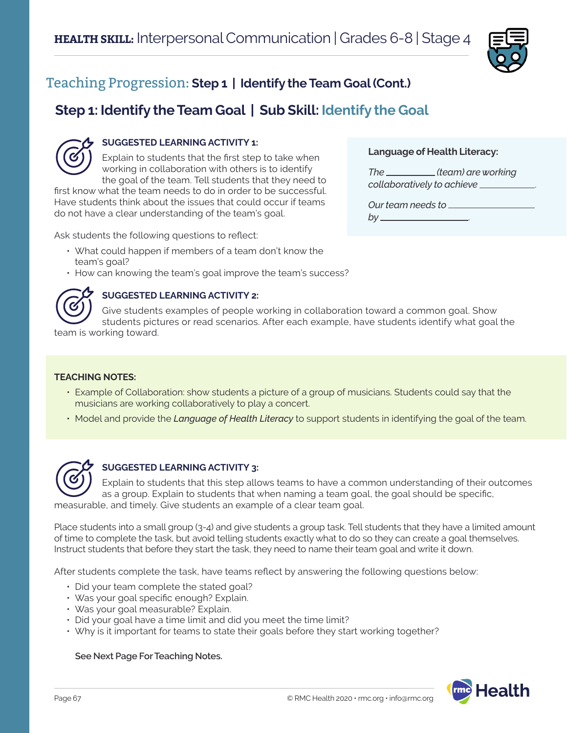## HEALTH SKILL: Interpersonal Communication | Grades 6-8 | Stage 4

## Teaching Progression: Step 1 | Identify the Team Goal (Cont.)

### Step 1: Identify the Team Goal | Sub Skill: Identify the Goal

**SUGGESTED LEARNING ACTIVITY 1:**

Explain to students that the first step to take when working in collaboration with others is to identify the goal of the team. Tell students that they need to first know what the team needs to do in order to be successful. Have students think about the issues that could occur if teams do not have a clear understanding of the team's goal.

Ask students the following questions to reflect:

- What could happen if members of a team don't know the team's goal?
- How can knowing the team's goal improve the team's success?

**Language of Health Literacy:**

*The __________ (team) are working collaboratively to achieve ____________.*

*Our team needs to ________________ by __________________.*

**SUGGESTED LEARNING ACTIVITY 2:**

Give students examples of people working in collaboration toward a common goal. Show students pictures or read scenarios. After each example, have students identify what goal the team is working toward.

**TEACHING NOTES:**

- Example of Collaboration: show students a picture of a group of musicians. Students could say that the musicians are working collaboratively to play a concert.
- Model and provide the *Language of Health Literacy* to support students in identifying the goal of the team.

**SUGGESTED LEARNING ACTIVITY 3:**

Explain to students that this step allows teams to have a common understanding of their outcomes as a group. Explain to students that when naming a team goal, the goal should be specific, measurable, and timely. Give students an example of a clear team goal.

Place students into a small group (3-4) and give students a group task. Tell students that they have a limited amount of time to complete the task, but avoid telling students exactly what to do so they can create a goal themselves. Instruct students that before they start the task, they need to name their team goal and write it down.

After students complete the task, have teams reflect by answering the following questions below:

- Did your team complete the stated goal?
- Was your goal specific enough? Explain.
- Was your goal measurable? Explain.
- Did your goal have a time limit and did you meet the time limit?
- Why is it important for teams to state their goals before they start working together?

**See Next Page For Teaching Notes.**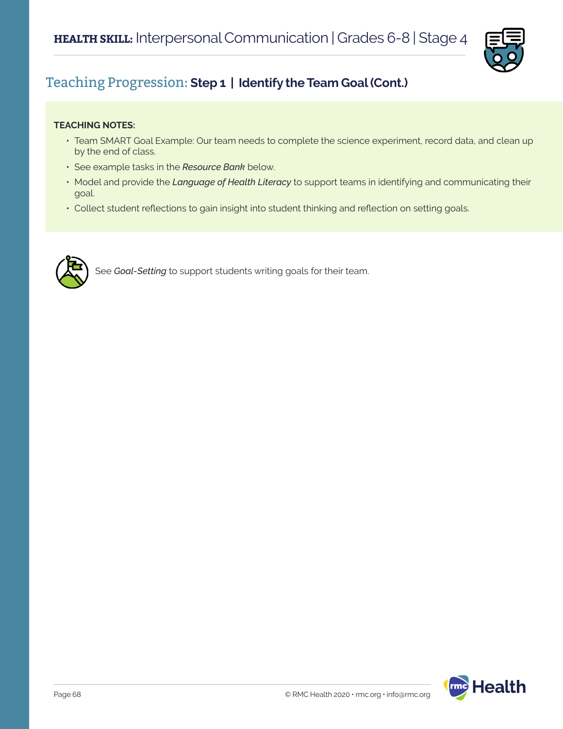## Teaching Progression: **Step 1 | Identify the Team Goal (Cont.)**

**TEACHING NOTES:**

- Team SMART Goal Example: Our team needs to complete the science experiment, record data, and clean up by the end of class.
- See example tasks in the ***Resource Bank*** below.
- Model and provide the ***Language of Health Literacy*** to support teams in identifying and communicating their goal.
- Collect student reflections to gain insight into student thinking and reflection on setting goals.

See ***Goal-Setting*** to support students writing goals for their team.